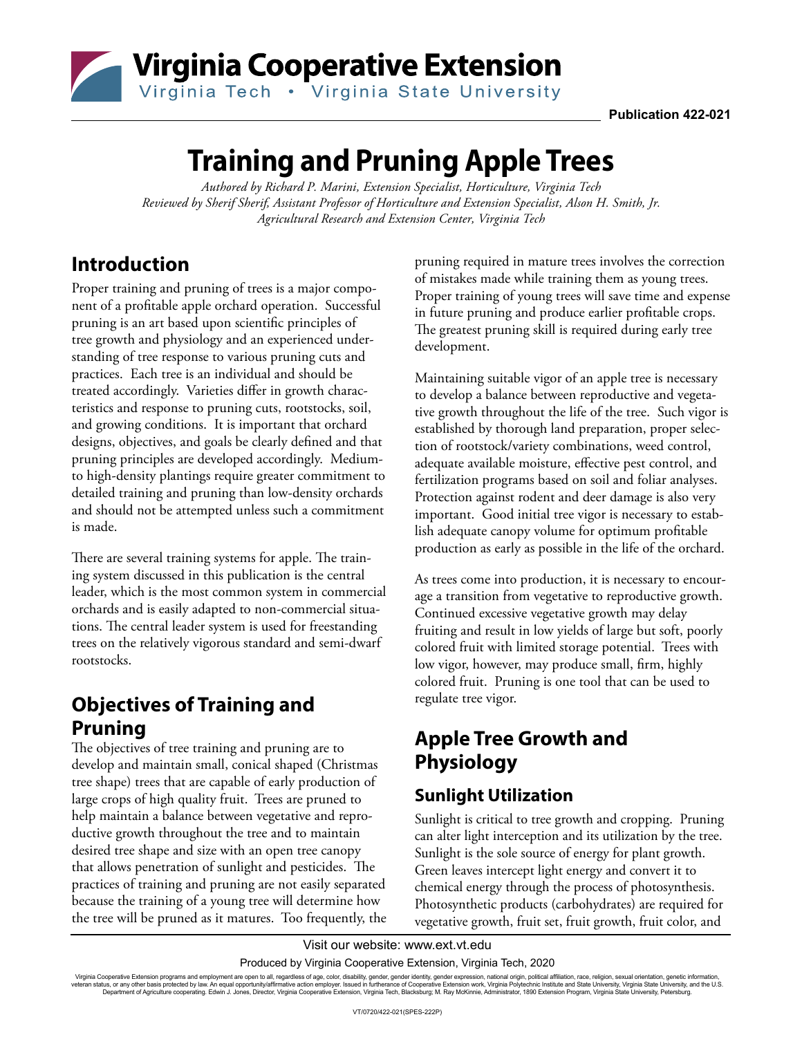# Virginia Cooperative Extension

Virginia Tech • Virginia State University

**Publication 422-021**

# Training and Pruning Apple Trees

*Authored by Richard P. Marini, Extension Specialist, Horticulture, Virginia Tech*
*Reviewed by Sherif Sherif, Assistant Professor of Horticulture and Extension Specialist, Alson H. Smith, Jr. Agricultural Research and Extension Center, Virginia Tech*

## Introduction

Proper training and pruning of trees is a major component of a profitable apple orchard operation. Successful pruning is an art based upon scientific principles of tree growth and physiology and an experienced understanding of tree response to various pruning cuts and practices. Each tree is an individual and should be treated accordingly. Varieties differ in growth characteristics and response to pruning cuts, rootstocks, soil, and growing conditions. It is important that orchard designs, objectives, and goals be clearly defined and that pruning principles are developed accordingly. Medium- to high-density plantings require greater commitment to detailed training and pruning than low-density orchards and should not be attempted unless such a commitment is made.

There are several training systems for apple. The training system discussed in this publication is the central leader, which is the most common system in commercial orchards and is easily adapted to non-commercial situations. The central leader system is used for freestanding trees on the relatively vigorous standard and semi-dwarf rootstocks.

## Objectives of Training and Pruning

The objectives of tree training and pruning are to develop and maintain small, conical shaped (Christmas tree shape) trees that are capable of early production of large crops of high quality fruit. Trees are pruned to help maintain a balance between vegetative and reproductive growth throughout the tree and to maintain desired tree shape and size with an open tree canopy that allows penetration of sunlight and pesticides. The practices of training and pruning are not easily separated because the training of a young tree will determine how the tree will be pruned as it matures. Too frequently, the pruning required in mature trees involves the correction of mistakes made while training them as young trees. Proper training of young trees will save time and expense in future pruning and produce earlier profitable crops. The greatest pruning skill is required during early tree development.

Maintaining suitable vigor of an apple tree is necessary to develop a balance between reproductive and vegetative growth throughout the life of the tree. Such vigor is established by thorough land preparation, proper selection of rootstock/variety combinations, weed control, adequate available moisture, effective pest control, and fertilization programs based on soil and foliar analyses. Protection against rodent and deer damage is also very important. Good initial tree vigor is necessary to establish adequate canopy volume for optimum profitable production as early as possible in the life of the orchard.

As trees come into production, it is necessary to encourage a transition from vegetative to reproductive growth. Continued excessive vegetative growth may delay fruiting and result in low yields of large but soft, poorly colored fruit with limited storage potential. Trees with low vigor, however, may produce small, firm, highly colored fruit. Pruning is one tool that can be used to regulate tree vigor.

## Apple Tree Growth and Physiology

### Sunlight Utilization

Sunlight is critical to tree growth and cropping. Pruning can alter light interception and its utilization by the tree. Sunlight is the sole source of energy for plant growth. Green leaves intercept light energy and convert it to chemical energy through the process of photosynthesis. Photosynthetic products (carbohydrates) are required for vegetative growth, fruit set, fruit growth, fruit color, and

Visit our website: www.ext.vt.edu

Produced by Virginia Cooperative Extension, Virginia Tech, 2020

Virginia Cooperative Extension programs and employment are open to all, regardless of age, color, disability, gender, gender identity, gender expression, national origin, political affiliation, race, religion, sexual orientation, genetic information, veteran status, or any other basis protected by law. An equal opportunity/affirmative action employer. Issued in furtherance of Cooperative Extension work, Virginia Polytechnic Institute and State University, Virginia State University, and the U.S. Department of Agriculture cooperating. Edwin J. Jones, Director, Virginia Cooperative Extension, Virginia Tech, Blacksburg; M. Ray McKinnie, Administrator, 1890 Extension Program, Virginia State University, Petersburg.

VT/0720/422-021(SPES-222P)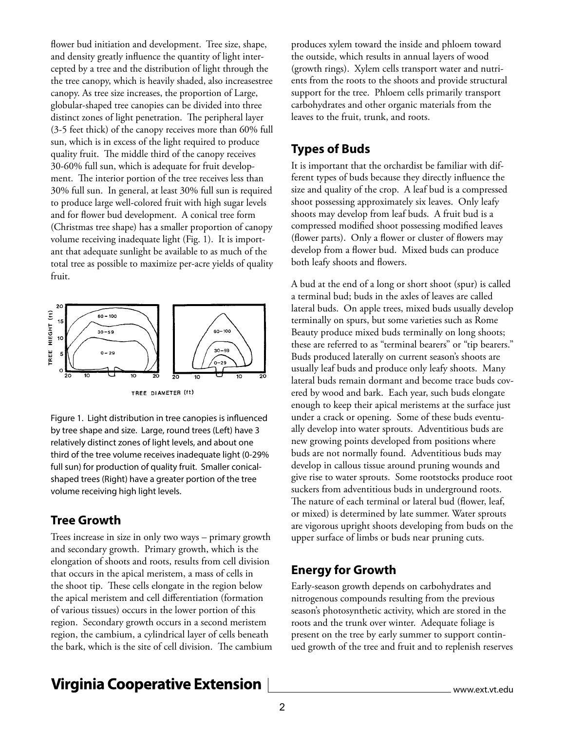flower bud initiation and development. Tree size, shape, and density greatly influence the quantity of light intercepted by a tree and the distribution of light through the the tree canopy, which is heavily shaded, also increasestree canopy. As tree size increases, the proportion of Large, globular-shaped tree canopies can be divided into three distinct zones of light penetration. The peripheral layer (3-5 feet thick) of the canopy receives more than 60% full sun, which is in excess of the light required to produce quality fruit. The middle third of the canopy receives 30-60% full sun, which is adequate for fruit development. The interior portion of the tree receives less than 30% full sun. In general, at least 30% full sun is required to produce large well-colored fruit with high sugar levels and for flower bud development. A conical tree form (Christmas tree shape) has a smaller proportion of canopy volume receiving inadequate light (Fig. 1). It is important that adequate sunlight be available to as much of the total tree as possible to maximize per-acre yields of quality fruit.

Figure 1. Light distribution in tree canopies is influenced by tree shape and size. Large, round trees (Left) have 3 relatively distinct zones of light levels, and about one third of the tree volume receives inadequate light (0-29% full sun) for production of quality fruit. Smaller conical-shaped trees (Right) have a greater portion of the tree volume receiving high light levels.

## Tree Growth

Trees increase in size in only two ways – primary growth and secondary growth. Primary growth, which is the elongation of shoots and roots, results from cell division that occurs in the apical meristem, a mass of cells in the shoot tip. These cells elongate in the region below the apical meristem and cell differentiation (formation of various tissues) occurs in the lower portion of this region. Secondary growth occurs in a second meristem region, the cambium, a cylindrical layer of cells beneath the bark, which is the site of cell division. The cambium produces xylem toward the inside and phloem toward the outside, which results in annual layers of wood (growth rings). Xylem cells transport water and nutrients from the roots to the shoots and provide structural support for the tree. Phloem cells primarily transport carbohydrates and other organic materials from the leaves to the fruit, trunk, and roots.

## Types of Buds

It is important that the orchardist be familiar with different types of buds because they directly influence the size and quality of the crop. A leaf bud is a compressed shoot possessing approximately six leaves. Only leafy shoots may develop from leaf buds. A fruit bud is a compressed modified shoot possessing modified leaves (flower parts). Only a flower or cluster of flowers may develop from a flower bud. Mixed buds can produce both leafy shoots and flowers.

A bud at the end of a long or short shoot (spur) is called a terminal bud; buds in the axles of leaves are called lateral buds. On apple trees, mixed buds usually develop terminally on spurs, but some varieties such as Rome Beauty produce mixed buds terminally on long shoots; these are referred to as "terminal bearers" or "tip bearers." Buds produced laterally on current season's shoots are usually leaf buds and produce only leafy shoots. Many lateral buds remain dormant and become trace buds covered by wood and bark. Each year, such buds elongate enough to keep their apical meristems at the surface just under a crack or opening. Some of these buds eventually develop into water sprouts. Adventitious buds are new growing points developed from positions where buds are not normally found. Adventitious buds may develop in callous tissue around pruning wounds and give rise to water sprouts. Some rootstocks produce root suckers from adventitious buds in underground roots. The nature of each terminal or lateral bud (flower, leaf, or mixed) is determined by late summer. Water sprouts are vigorous upright shoots developing from buds on the upper surface of limbs or buds near pruning cuts.

## Energy for Growth

Early-season growth depends on carbohydrates and nitrogenous compounds resulting from the previous season's photosynthetic activity, which are stored in the roots and the trunk over winter. Adequate foliage is present on the tree by early summer to support continued growth of the tree and fruit and to replenish reserves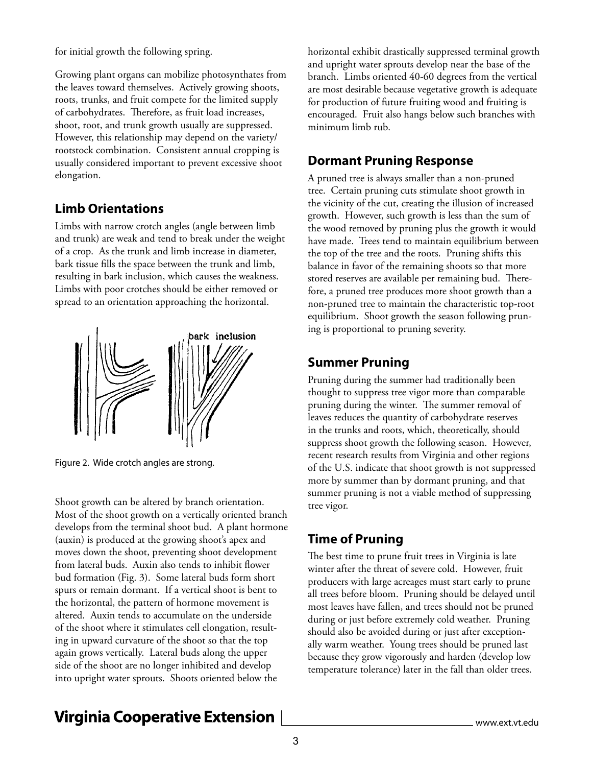for initial growth the following spring.

Growing plant organs can mobilize photosynthates from the leaves toward themselves. Actively growing shoots, roots, trunks, and fruit compete for the limited supply of carbohydrates. Therefore, as fruit load increases, shoot, root, and trunk growth usually are suppressed. However, this relationship may depend on the variety/ rootstock combination. Consistent annual cropping is usually considered important to prevent excessive shoot elongation.

## Limb Orientations

Limbs with narrow crotch angles (angle between limb and trunk) are weak and tend to break under the weight of a crop. As the trunk and limb increase in diameter, bark tissue fills the space between the trunk and limb, resulting in bark inclusion, which causes the weakness. Limbs with poor crotches should be either removed or spread to an orientation approaching the horizontal.

Figure 2. Wide crotch angles are strong.

Shoot growth can be altered by branch orientation. Most of the shoot growth on a vertically oriented branch develops from the terminal shoot bud. A plant hormone (auxin) is produced at the growing shoot's apex and moves down the shoot, preventing shoot development from lateral buds. Auxin also tends to inhibit flower bud formation (Fig. 3). Some lateral buds form short spurs or remain dormant. If a vertical shoot is bent to the horizontal, the pattern of hormone movement is altered. Auxin tends to accumulate on the underside of the shoot where it stimulates cell elongation, resulting in upward curvature of the shoot so that the top again grows vertically. Lateral buds along the upper side of the shoot are no longer inhibited and develop into upright water sprouts. Shoots oriented below the horizontal exhibit drastically suppressed terminal growth and upright water sprouts develop near the base of the branch. Limbs oriented 40-60 degrees from the vertical are most desirable because vegetative growth is adequate for production of future fruiting wood and fruiting is encouraged. Fruit also hangs below such branches with minimum limb rub.

## Dormant Pruning Response

A pruned tree is always smaller than a non-pruned tree. Certain pruning cuts stimulate shoot growth in the vicinity of the cut, creating the illusion of increased growth. However, such growth is less than the sum of the wood removed by pruning plus the growth it would have made. Trees tend to maintain equilibrium between the top of the tree and the roots. Pruning shifts this balance in favor of the remaining shoots so that more stored reserves are available per remaining bud. Therefore, a pruned tree produces more shoot growth than a non-pruned tree to maintain the characteristic top-root equilibrium. Shoot growth the season following pruning is proportional to pruning severity.

## Summer Pruning

Pruning during the summer had traditionally been thought to suppress tree vigor more than comparable pruning during the winter. The summer removal of leaves reduces the quantity of carbohydrate reserves in the trunks and roots, which, theoretically, should suppress shoot growth the following season. However, recent research results from Virginia and other regions of the U.S. indicate that shoot growth is not suppressed more by summer than by dormant pruning, and that summer pruning is not a viable method of suppressing tree vigor.

## Time of Pruning

The best time to prune fruit trees in Virginia is late winter after the threat of severe cold. However, fruit producers with large acreages must start early to prune all trees before bloom. Pruning should be delayed until most leaves have fallen, and trees should not be pruned during or just before extremely cold weather. Pruning should also be avoided during or just after exceptionally warm weather. Young trees should be pruned last because they grow vigorously and harden (develop low temperature tolerance) later in the fall than older trees.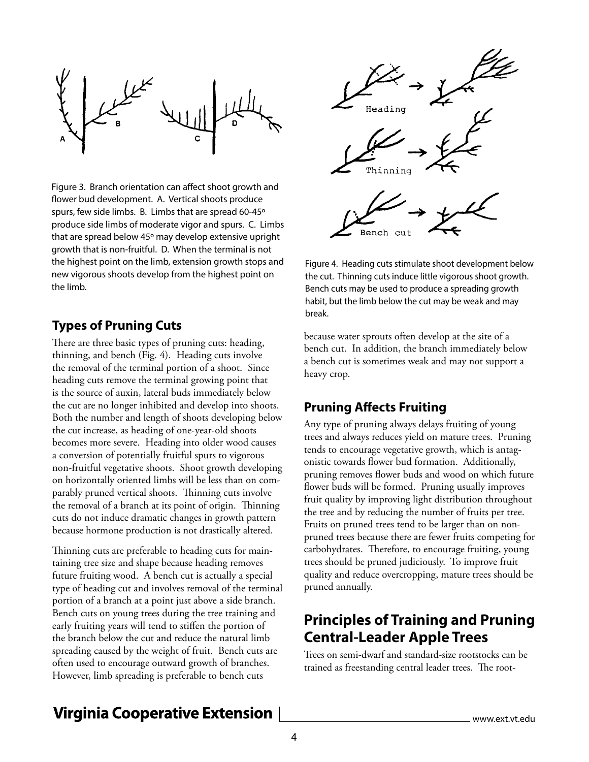Figure 3. Branch orientation can affect shoot growth and flower bud development. A. Vertical shoots produce spurs, few side limbs. B. Limbs that are spread 60-45° produce side limbs of moderate vigor and spurs. C. Limbs that are spread below 45° may develop extensive upright growth that is non-fruitful. D. When the terminal is not the highest point on the limb, extension growth stops and new vigorous shoots develop from the highest point on the limb.

## Types of Pruning Cuts

There are three basic types of pruning cuts: heading, thinning, and bench (Fig. 4). Heading cuts involve the removal of the terminal portion of a shoot. Since heading cuts remove the terminal growing point that is the source of auxin, lateral buds immediately below the cut are no longer inhibited and develop into shoots. Both the number and length of shoots developing below the cut increase, as heading of one-year-old shoots becomes more severe. Heading into older wood causes a conversion of potentially fruitful spurs to vigorous non-fruitful vegetative shoots. Shoot growth developing on horizontally oriented limbs will be less than on comparably pruned vertical shoots. Thinning cuts involve the removal of a branch at its point of origin. Thinning cuts do not induce dramatic changes in growth pattern because hormone production is not drastically altered.

Thinning cuts are preferable to heading cuts for maintaining tree size and shape because heading removes future fruiting wood. A bench cut is actually a special type of heading cut and involves removal of the terminal portion of a branch at a point just above a side branch. Bench cuts on young trees during the tree training and early fruiting years will tend to stiffen the portion of the branch below the cut and reduce the natural limb spreading caused by the weight of fruit. Bench cuts are often used to encourage outward growth of branches. However, limb spreading is preferable to bench cuts because water sprouts often develop at the site of a bench cut. In addition, the branch immediately below a bench cut is sometimes weak and may not support a heavy crop.

Figure 4. Heading cuts stimulate shoot development below the cut. Thinning cuts induce little vigorous shoot growth. Bench cuts may be used to produce a spreading growth habit, but the limb below the cut may be weak and may break.

## Pruning Affects Fruiting

Any type of pruning always delays fruiting of young trees and always reduces yield on mature trees. Pruning tends to encourage vegetative growth, which is antagonistic towards flower bud formation. Additionally, pruning removes flower buds and wood on which future flower buds will be formed. Pruning usually improves fruit quality by improving light distribution throughout the tree and by reducing the number of fruits per tree. Fruits on pruned trees tend to be larger than on non-pruned trees because there are fewer fruits competing for carbohydrates. Therefore, to encourage fruiting, young trees should be pruned judiciously. To improve fruit quality and reduce overcropping, mature trees should be pruned annually.

# Principles of Training and Pruning Central-Leader Apple Trees

Trees on semi-dwarf and standard-size rootstocks can be trained as freestanding central leader trees. The root-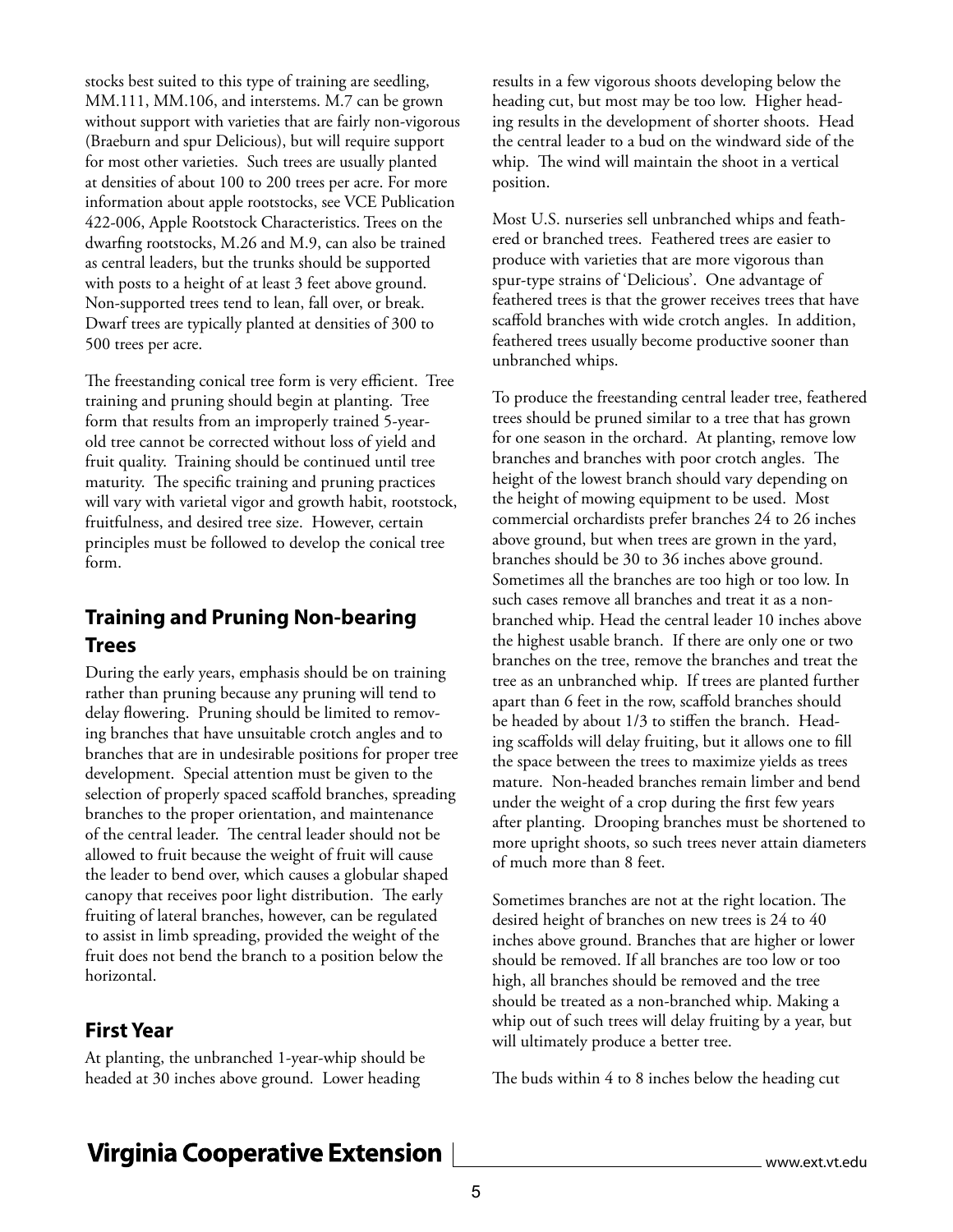stocks best suited to this type of training are seedling, MM.111, MM.106, and interstems. M.7 can be grown without support with varieties that are fairly non-vigorous (Braeburn and spur Delicious), but will require support for most other varieties. Such trees are usually planted at densities of about 100 to 200 trees per acre. For more information about apple rootstocks, see VCE Publication 422-006, Apple Rootstock Characteristics. Trees on the dwarfing rootstocks, M.26 and M.9, can also be trained as central leaders, but the trunks should be supported with posts to a height of at least 3 feet above ground. Non-supported trees tend to lean, fall over, or break. Dwarf trees are typically planted at densities of 300 to 500 trees per acre.

The freestanding conical tree form is very efficient. Tree training and pruning should begin at planting. Tree form that results from an improperly trained 5-year-old tree cannot be corrected without loss of yield and fruit quality. Training should be continued until tree maturity. The specific training and pruning practices will vary with varietal vigor and growth habit, rootstock, fruitfulness, and desired tree size. However, certain principles must be followed to develop the conical tree form.

## Training and Pruning Non-bearing Trees

During the early years, emphasis should be on training rather than pruning because any pruning will tend to delay flowering. Pruning should be limited to removing branches that have unsuitable crotch angles and to branches that are in undesirable positions for proper tree development. Special attention must be given to the selection of properly spaced scaffold branches, spreading branches to the proper orientation, and maintenance of the central leader. The central leader should not be allowed to fruit because the weight of fruit will cause the leader to bend over, which causes a globular shaped canopy that receives poor light distribution. The early fruiting of lateral branches, however, can be regulated to assist in limb spreading, provided the weight of the fruit does not bend the branch to a position below the horizontal.

## First Year

At planting, the unbranched 1-year-whip should be headed at 30 inches above ground. Lower heading results in a few vigorous shoots developing below the heading cut, but most may be too low. Higher heading results in the development of shorter shoots. Head the central leader to a bud on the windward side of the whip. The wind will maintain the shoot in a vertical position.

Most U.S. nurseries sell unbranched whips and feathered or branched trees. Feathered trees are easier to produce with varieties that are more vigorous than spur-type strains of 'Delicious'. One advantage of feathered trees is that the grower receives trees that have scaffold branches with wide crotch angles. In addition, feathered trees usually become productive sooner than unbranched whips.

To produce the freestanding central leader tree, feathered trees should be pruned similar to a tree that has grown for one season in the orchard. At planting, remove low branches and branches with poor crotch angles. The height of the lowest branch should vary depending on the height of mowing equipment to be used. Most commercial orchardists prefer branches 24 to 26 inches above ground, but when trees are grown in the yard, branches should be 30 to 36 inches above ground. Sometimes all the branches are too high or too low. In such cases remove all branches and treat it as a non-branched whip. Head the central leader 10 inches above the highest usable branch. If there are only one or two branches on the tree, remove the branches and treat the tree as an unbranched whip. If trees are planted further apart than 6 feet in the row, scaffold branches should be headed by about 1/3 to stiffen the branch. Heading scaffolds will delay fruiting, but it allows one to fill the space between the trees to maximize yields as trees mature. Non-headed branches remain limber and bend under the weight of a crop during the first few years after planting. Drooping branches must be shortened to more upright shoots, so such trees never attain diameters of much more than 8 feet.

Sometimes branches are not at the right location. The desired height of branches on new trees is 24 to 40 inches above ground. Branches that are higher or lower should be removed. If all branches are too low or too high, all branches should be removed and the tree should be treated as a non-branched whip. Making a whip out of such trees will delay fruiting by a year, but will ultimately produce a better tree.

The buds within 4 to 8 inches below the heading cut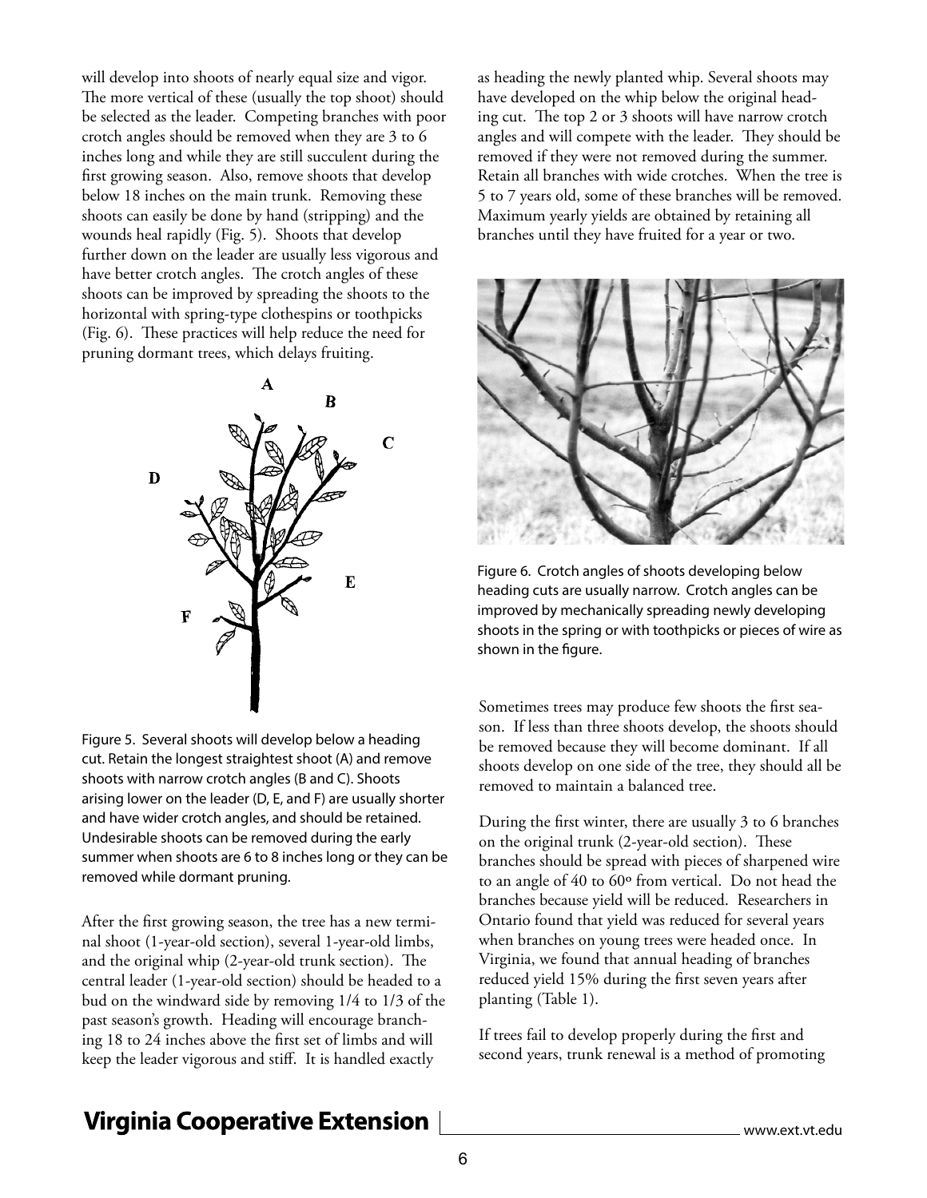will develop into shoots of nearly equal size and vigor. The more vertical of these (usually the top shoot) should be selected as the leader. Competing branches with poor crotch angles should be removed when they are 3 to 6 inches long and while they are still succulent during the first growing season. Also, remove shoots that develop below 18 inches on the main trunk. Removing these shoots can easily be done by hand (stripping) and the wounds heal rapidly (Fig. 5). Shoots that develop further down on the leader are usually less vigorous and have better crotch angles. The crotch angles of these shoots can be improved by spreading the shoots to the horizontal with spring-type clothespins or toothpicks (Fig. 6). These practices will help reduce the need for pruning dormant trees, which delays fruiting.

Figure 5. Several shoots will develop below a heading cut. Retain the longest straightest shoot (A) and remove shoots with narrow crotch angles (B and C). Shoots arising lower on the leader (D, E, and F) are usually shorter and have wider crotch angles, and should be retained. Undesirable shoots can be removed during the early summer when shoots are 6 to 8 inches long or they can be removed while dormant pruning.

After the first growing season, the tree has a new terminal shoot (1-year-old section), several 1-year-old limbs, and the original whip (2-year-old trunk section). The central leader (1-year-old section) should be headed to a bud on the windward side by removing 1/4 to 1/3 of the past season's growth. Heading will encourage branching 18 to 24 inches above the first set of limbs and will keep the leader vigorous and stiff. It is handled exactly as heading the newly planted whip. Several shoots may have developed on the whip below the original heading cut. The top 2 or 3 shoots will have narrow crotch angles and will compete with the leader. They should be removed if they were not removed during the summer. Retain all branches with wide crotches. When the tree is 5 to 7 years old, some of these branches will be removed. Maximum yearly yields are obtained by retaining all branches until they have fruited for a year or two.

Figure 6. Crotch angles of shoots developing below heading cuts are usually narrow. Crotch angles can be improved by mechanically spreading newly developing shoots in the spring or with toothpicks or pieces of wire as shown in the figure.

Sometimes trees may produce few shoots the first season. If less than three shoots develop, the shoots should be removed because they will become dominant. If all shoots develop on one side of the tree, they should all be removed to maintain a balanced tree.

During the first winter, there are usually 3 to 6 branches on the original trunk (2-year-old section). These branches should be spread with pieces of sharpened wire to an angle of 40 to 60º from vertical. Do not head the branches because yield will be reduced. Researchers in Ontario found that yield was reduced for several years when branches on young trees were headed once. In Virginia, we found that annual heading of branches reduced yield 15% during the first seven years after planting (Table 1).

If trees fail to develop properly during the first and second years, trunk renewal is a method of promoting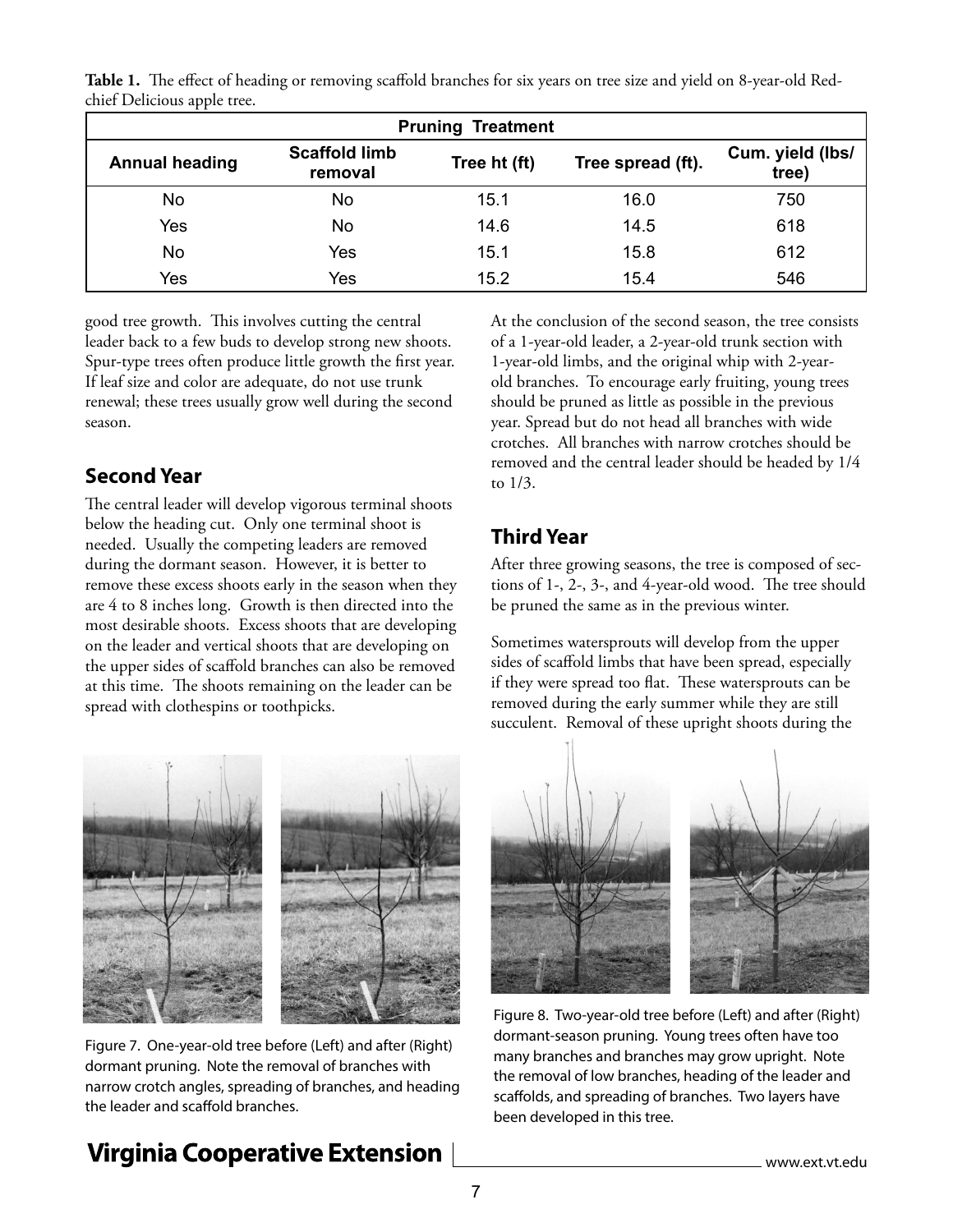**Table 1.** The effect of heading or removing scaffold branches for six years on tree size and yield on 8-year-old Redchief Delicious apple tree.

| Pruning Treatment | | | | |
|---|---|---|---|---|
| Annual heading | Scaffold limb removal | Tree ht (ft) | Tree spread (ft). | Cum. yield (lbs/tree) |
| No | No | 15.1 | 16.0 | 750 |
| Yes | No | 14.6 | 14.5 | 618 |
| No | Yes | 15.1 | 15.8 | 612 |
| Yes | Yes | 15.2 | 15.4 | 546 |

good tree growth. This involves cutting the central leader back to a few buds to develop strong new shoots. Spur-type trees often produce little growth the first year. If leaf size and color are adequate, do not use trunk renewal; these trees usually grow well during the second season.

## Second Year

The central leader will develop vigorous terminal shoots below the heading cut. Only one terminal shoot is needed. Usually the competing leaders are removed during the dormant season. However, it is better to remove these excess shoots early in the season when they are 4 to 8 inches long. Growth is then directed into the most desirable shoots. Excess shoots that are developing on the leader and vertical shoots that are developing on the upper sides of scaffold branches can also be removed at this time. The shoots remaining on the leader can be spread with clothespins or toothpicks.

At the conclusion of the second season, the tree consists of a 1-year-old leader, a 2-year-old trunk section with 1-year-old limbs, and the original whip with 2-year-old branches. To encourage early fruiting, young trees should be pruned as little as possible in the previous year. Spread but do not head all branches with wide crotches. All branches with narrow crotches should be removed and the central leader should be headed by 1/4 to 1/3.

## Third Year

After three growing seasons, the tree is composed of sections of 1-, 2-, 3-, and 4-year-old wood. The tree should be pruned the same as in the previous winter.

Sometimes watersprouts will develop from the upper sides of scaffold limbs that have been spread, especially if they were spread too flat. These watersprouts can be removed during the early summer while they are still succulent. Removal of these upright shoots during the

Figure 7. One-year-old tree before (Left) and after (Right) dormant pruning. Note the removal of branches with narrow crotch angles, spreading of branches, and heading the leader and scaffold branches.

Figure 8. Two-year-old tree before (Left) and after (Right) dormant-season pruning. Young trees often have too many branches and branches may grow upright. Note the removal of low branches, heading of the leader and scaffolds, and spreading of branches. Two layers have been developed in this tree.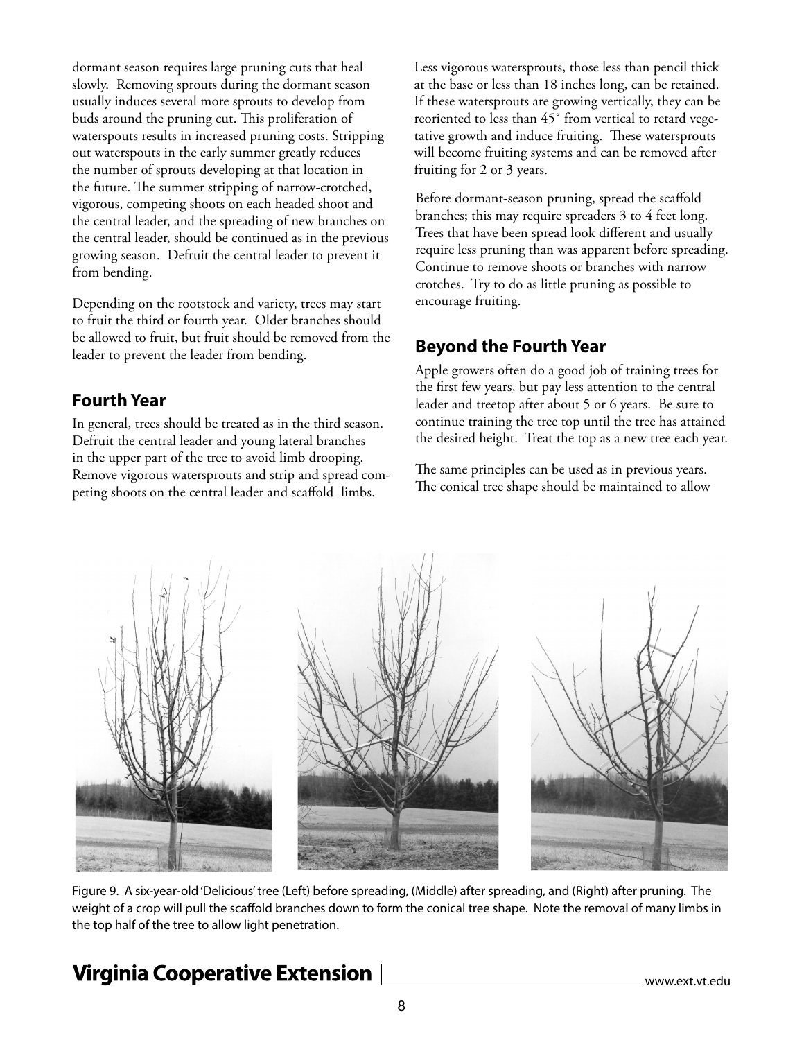dormant season requires large pruning cuts that heal slowly. Removing sprouts during the dormant season usually induces several more sprouts to develop from buds around the pruning cut. This proliferation of waterspouts results in increased pruning costs. Stripping out waterspouts in the early summer greatly reduces the number of sprouts developing at that location in the future. The summer stripping of narrow-crotched, vigorous, competing shoots on each headed shoot and the central leader, and the spreading of new branches on the central leader, should be continued as in the previous growing season. Defruit the central leader to prevent it from bending.

Depending on the rootstock and variety, trees may start to fruit the third or fourth year. Older branches should be allowed to fruit, but fruit should be removed from the leader to prevent the leader from bending.

## Fourth Year

In general, trees should be treated as in the third season. Defruit the central leader and young lateral branches in the upper part of the tree to avoid limb drooping. Remove vigorous watersprouts and strip and spread competing shoots on the central leader and scaffold limbs.

Less vigorous watersprouts, those less than pencil thick at the base or less than 18 inches long, can be retained. If these watersprouts are growing vertically, they can be reoriented to less than 45° from vertical to retard vegetative growth and induce fruiting. These watersprouts will become fruiting systems and can be removed after fruiting for 2 or 3 years.

Before dormant-season pruning, spread the scaffold branches; this may require spreaders 3 to 4 feet long. Trees that have been spread look different and usually require less pruning than was apparent before spreading. Continue to remove shoots or branches with narrow crotches. Try to do as little pruning as possible to encourage fruiting.

## Beyond the Fourth Year

Apple growers often do a good job of training trees for the first few years, but pay less attention to the central leader and treetop after about 5 or 6 years. Be sure to continue training the tree top until the tree has attained the desired height. Treat the top as a new tree each year.

The same principles can be used as in previous years. The conical tree shape should be maintained to allow

Figure 9. A six-year-old 'Delicious' tree (Left) before spreading, (Middle) after spreading, and (Right) after pruning. The weight of a crop will pull the scaffold branches down to form the conical tree shape. Note the removal of many limbs in the top half of the tree to allow light penetration.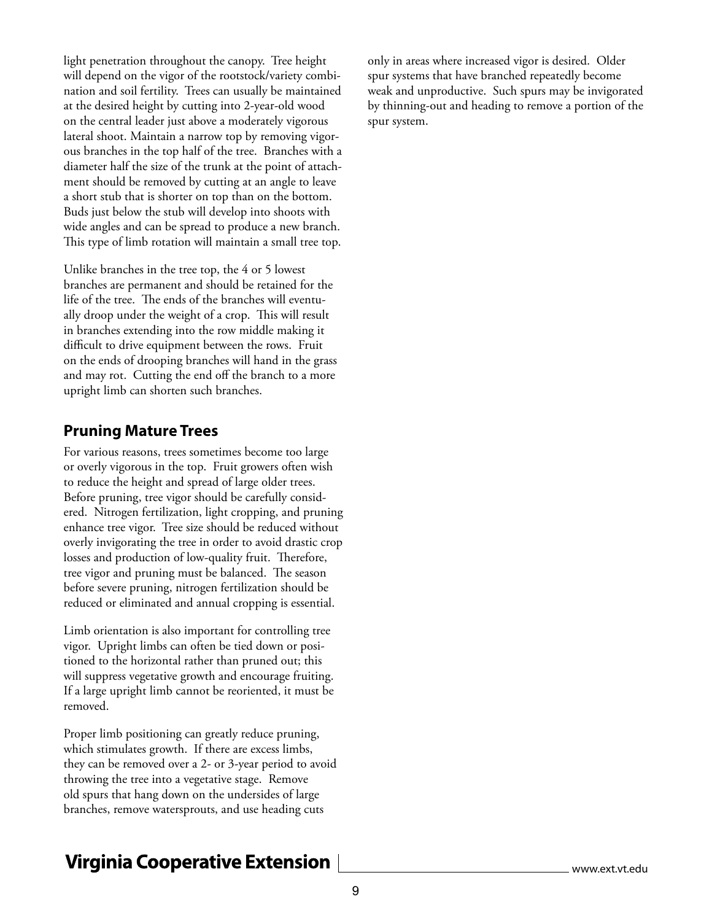light penetration throughout the canopy. Tree height will depend on the vigor of the rootstock/variety combination and soil fertility. Trees can usually be maintained at the desired height by cutting into 2-year-old wood on the central leader just above a moderately vigorous lateral shoot. Maintain a narrow top by removing vigorous branches in the top half of the tree. Branches with a diameter half the size of the trunk at the point of attachment should be removed by cutting at an angle to leave a short stub that is shorter on top than on the bottom. Buds just below the stub will develop into shoots with wide angles and can be spread to produce a new branch. This type of limb rotation will maintain a small tree top.

Unlike branches in the tree top, the 4 or 5 lowest branches are permanent and should be retained for the life of the tree. The ends of the branches will eventually droop under the weight of a crop. This will result in branches extending into the row middle making it difficult to drive equipment between the rows. Fruit on the ends of drooping branches will hand in the grass and may rot. Cutting the end off the branch to a more upright limb can shorten such branches.

## Pruning Mature Trees

For various reasons, trees sometimes become too large or overly vigorous in the top. Fruit growers often wish to reduce the height and spread of large older trees. Before pruning, tree vigor should be carefully considered. Nitrogen fertilization, light cropping, and pruning enhance tree vigor. Tree size should be reduced without overly invigorating the tree in order to avoid drastic crop losses and production of low-quality fruit. Therefore, tree vigor and pruning must be balanced. The season before severe pruning, nitrogen fertilization should be reduced or eliminated and annual cropping is essential.

Limb orientation is also important for controlling tree vigor. Upright limbs can often be tied down or positioned to the horizontal rather than pruned out; this will suppress vegetative growth and encourage fruiting. If a large upright limb cannot be reoriented, it must be removed.

Proper limb positioning can greatly reduce pruning, which stimulates growth. If there are excess limbs, they can be removed over a 2- or 3-year period to avoid throwing the tree into a vegetative stage. Remove old spurs that hang down on the undersides of large branches, remove watersprouts, and use heading cuts only in areas where increased vigor is desired. Older spur systems that have branched repeatedly become weak and unproductive. Such spurs may be invigorated by thinning-out and heading to remove a portion of the spur system.